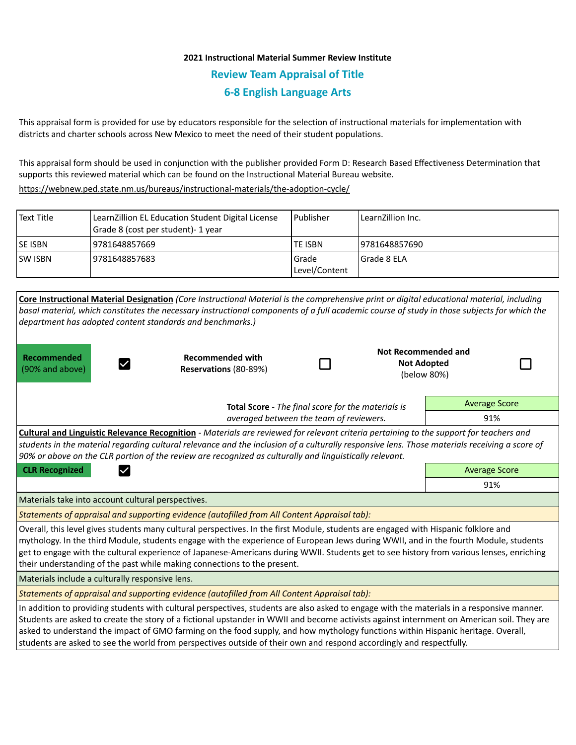**2021 Instructional Material Summer Review Institute**

## Review Team Appraisal of Title

## 6-8 English Language Arts

This appraisal form is provided for use by educators responsible for the selection of instructional materials for implementation with districts and charter schools across New Mexico to meet the need of their student populations.

This appraisal form should be used in conjunction with the publisher provided Form D: Research Based Effectiveness Determination that supports this reviewed material which can be found on the Instructional Material Bureau website.

https://webnew.ped.state.nm.us/bureaus/instructional-materials/the-adoption-cycle/

| Text Title | LearnZillion EL Education Student Digital License Grade 8 (cost per student)- 1 year | Publisher | LearnZillion Inc. |
|---|---|---|---|
| SE ISBN | 9781648857669 | TE ISBN | 9781648857690 |
| SW ISBN | 9781648857683 | Grade Level/Content | Grade 8 ELA |

**Core Instructional Material Designation** *(Core Instructional Material is the comprehensive print or digital educational material, including basal material, which constitutes the necessary instructional components of a full academic course of study in those subjects for which the department has adopted content standards and benchmarks.)*

| **Recommended** (90% and above) | ☑ | **Recommended with Reservations** (80-89%) | ☐ | **Not Recommended and Not Adopted** (below 80%) | ☐ |
|---|---|---|---|---|---|

**Total Score** - *The final score for the materials is averaged between the team of reviewers.*

| Average Score |
|---|
| 91% |

**Cultural and Linguistic Relevance Recognition** - *Materials are reviewed for relevant criteria pertaining to the support for teachers and students in the material regarding cultural relevance and the inclusion of a culturally responsive lens. Those materials receiving a score of 90% or above on the CLR portion of the review are recognized as culturally and linguistically relevant.*

**CLR Recognized** ☑

| Average Score |
|---|
| 91% |

Materials take into account cultural perspectives.

*Statements of appraisal and supporting evidence (autofilled from All Content Appraisal tab):*

Overall, this level gives students many cultural perspectives. In the first Module, students are engaged with Hispanic folklore and mythology. In the third Module, students engage with the experience of European Jews during WWII, and in the fourth Module, students get to engage with the cultural experience of Japanese-Americans during WWII. Students get to see history from various lenses, enriching their understanding of the past while making connections to the present.

Materials include a culturally responsive lens.

*Statements of appraisal and supporting evidence (autofilled from All Content Appraisal tab):*

In addition to providing students with cultural perspectives, students are also asked to engage with the materials in a responsive manner. Students are asked to create the story of a fictional upstander in WWII and become activists against internment on American soil. They are asked to understand the impact of GMO farming on the food supply, and how mythology functions within Hispanic heritage. Overall, students are asked to see the world from perspectives outside of their own and respond accordingly and respectfully.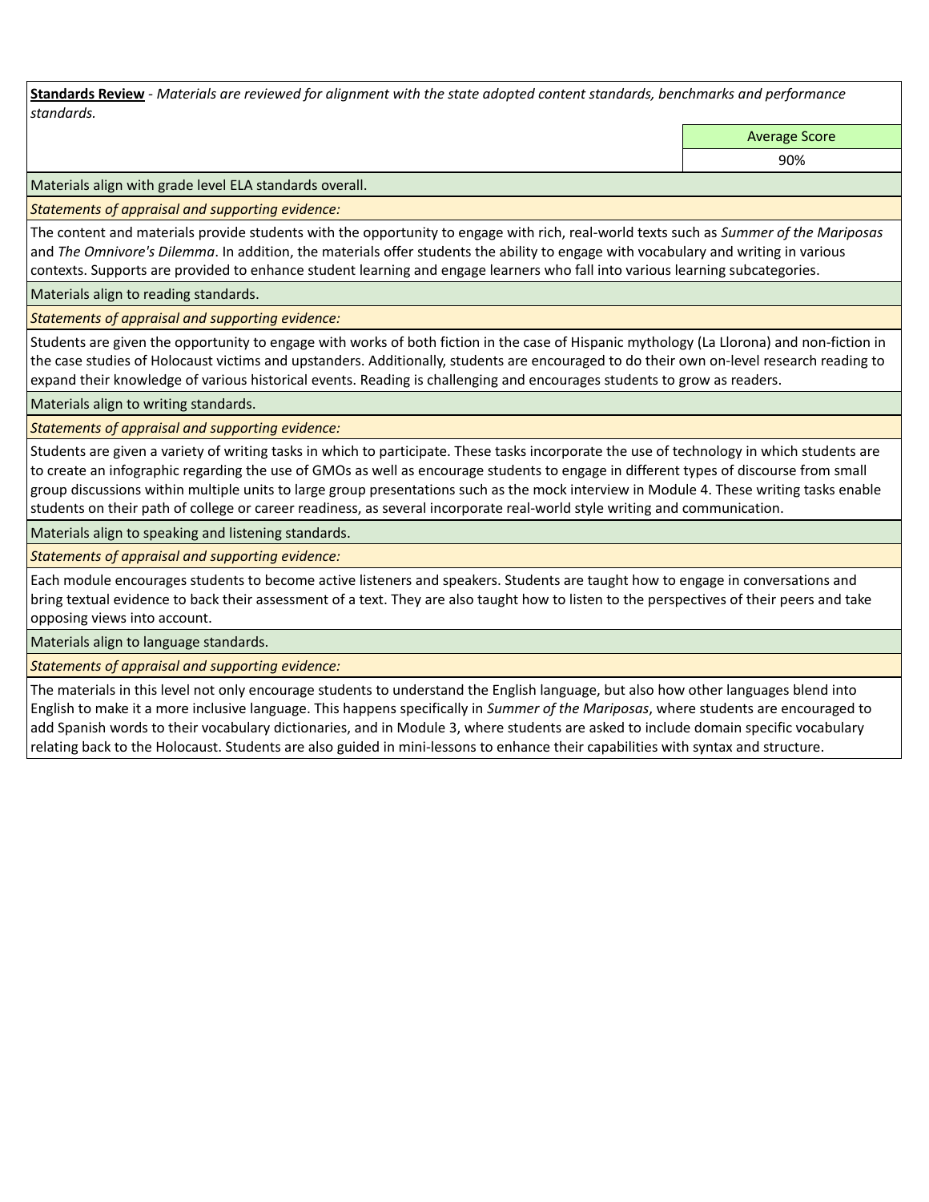**Standards Review** - *Materials are reviewed for alignment with the state adopted content standards, benchmarks and performance standards.*

| Average Score |
| --- |
| 90% |

Materials align with grade level ELA standards overall.

*Statements of appraisal and supporting evidence:*

The content and materials provide students with the opportunity to engage with rich, real-world texts such as *Summer of the Mariposas* and *The Omnivore's Dilemma*. In addition, the materials offer students the ability to engage with vocabulary and writing in various contexts. Supports are provided to enhance student learning and engage learners who fall into various learning subcategories.

Materials align to reading standards.

*Statements of appraisal and supporting evidence:*

Students are given the opportunity to engage with works of both fiction in the case of Hispanic mythology (La Llorona) and non-fiction in the case studies of Holocaust victims and upstanders. Additionally, students are encouraged to do their own on-level research reading to expand their knowledge of various historical events. Reading is challenging and encourages students to grow as readers.

Materials align to writing standards.

*Statements of appraisal and supporting evidence:*

Students are given a variety of writing tasks in which to participate. These tasks incorporate the use of technology in which students are to create an infographic regarding the use of GMOs as well as encourage students to engage in different types of discourse from small group discussions within multiple units to large group presentations such as the mock interview in Module 4. These writing tasks enable students on their path of college or career readiness, as several incorporate real-world style writing and communication.

Materials align to speaking and listening standards.

*Statements of appraisal and supporting evidence:*

Each module encourages students to become active listeners and speakers. Students are taught how to engage in conversations and bring textual evidence to back their assessment of a text. They are also taught how to listen to the perspectives of their peers and take opposing views into account.

Materials align to language standards.

*Statements of appraisal and supporting evidence:*

The materials in this level not only encourage students to understand the English language, but also how other languages blend into English to make it a more inclusive language. This happens specifically in *Summer of the Mariposas*, where students are encouraged to add Spanish words to their vocabulary dictionaries, and in Module 3, where students are asked to include domain specific vocabulary relating back to the Holocaust. Students are also guided in mini-lessons to enhance their capabilities with syntax and structure.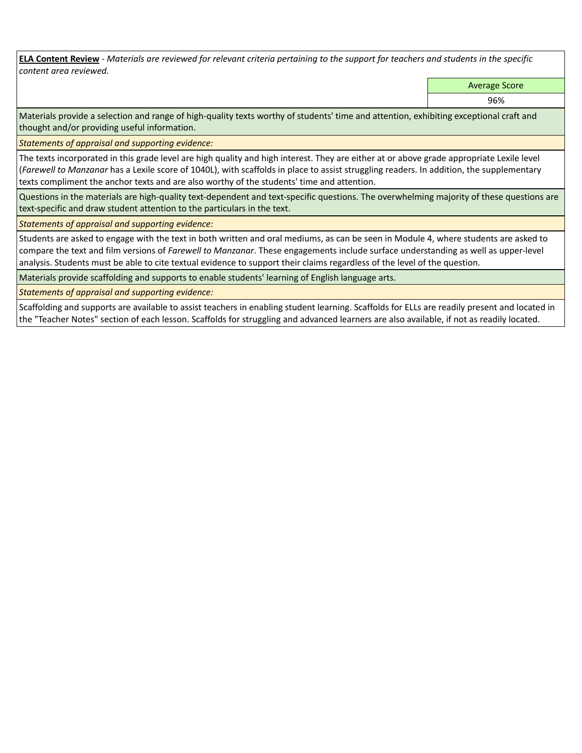**<u>ELA Content Review</u>** - *Materials are reviewed for relevant criteria pertaining to the support for teachers and students in the specific content area reviewed.*

| | Average Score |
|---|---|
| | 96% |

Materials provide a selection and range of high-quality texts worthy of students' time and attention, exhibiting exceptional craft and thought and/or providing useful information.

*Statements of appraisal and supporting evidence:*

The texts incorporated in this grade level are high quality and high interest. They are either at or above grade appropriate Lexile level (*Farewell to Manzanar* has a Lexile score of 1040L), with scaffolds in place to assist struggling readers. In addition, the supplementary texts compliment the anchor texts and are also worthy of the students' time and attention.

Questions in the materials are high-quality text-dependent and text-specific questions. The overwhelming majority of these questions are text-specific and draw student attention to the particulars in the text.

*Statements of appraisal and supporting evidence:*

Students are asked to engage with the text in both written and oral mediums, as can be seen in Module 4, where students are asked to compare the text and film versions of *Farewell to Manzanar*. These engagements include surface understanding as well as upper-level analysis. Students must be able to cite textual evidence to support their claims regardless of the level of the question.

Materials provide scaffolding and supports to enable students' learning of English language arts.

*Statements of appraisal and supporting evidence:*

Scaffolding and supports are available to assist teachers in enabling student learning. Scaffolds for ELLs are readily present and located in the "Teacher Notes" section of each lesson. Scaffolds for struggling and advanced learners are also available, if not as readily located.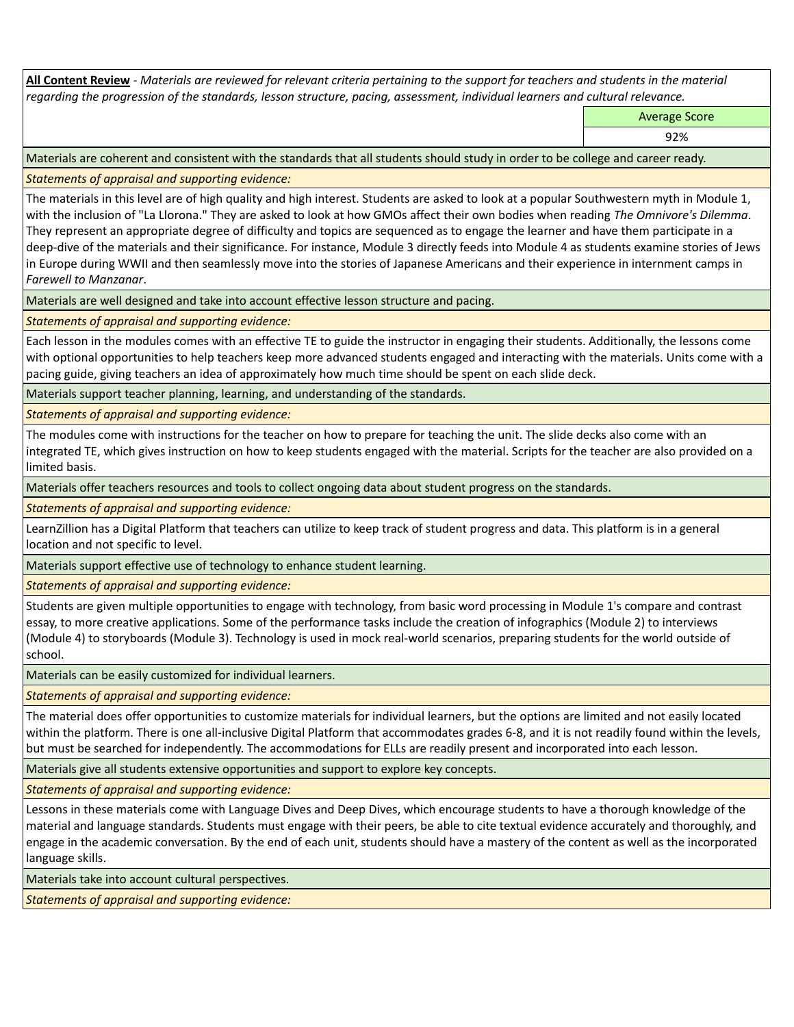**All Content Review** - *Materials are reviewed for relevant criteria pertaining to the support for teachers and students in the material regarding the progression of the standards, lesson structure, pacing, assessment, individual learners and cultural relevance.*

| | Average Score |
|---|---|
| | 92% |

Materials are coherent and consistent with the standards that all students should study in order to be college and career ready.

*Statements of appraisal and supporting evidence:*

The materials in this level are of high quality and high interest. Students are asked to look at a popular Southwestern myth in Module 1, with the inclusion of "La Llorona." They are asked to look at how GMOs affect their own bodies when reading *The Omnivore's Dilemma*. They represent an appropriate degree of difficulty and topics are sequenced as to engage the learner and have them participate in a deep-dive of the materials and their significance. For instance, Module 3 directly feeds into Module 4 as students examine stories of Jews in Europe during WWII and then seamlessly move into the stories of Japanese Americans and their experience in internment camps in *Farewell to Manzanar*.

Materials are well designed and take into account effective lesson structure and pacing.

*Statements of appraisal and supporting evidence:*

Each lesson in the modules comes with an effective TE to guide the instructor in engaging their students. Additionally, the lessons come with optional opportunities to help teachers keep more advanced students engaged and interacting with the materials. Units come with a pacing guide, giving teachers an idea of approximately how much time should be spent on each slide deck.

Materials support teacher planning, learning, and understanding of the standards.

*Statements of appraisal and supporting evidence:*

The modules come with instructions for the teacher on how to prepare for teaching the unit. The slide decks also come with an integrated TE, which gives instruction on how to keep students engaged with the material. Scripts for the teacher are also provided on a limited basis.

Materials offer teachers resources and tools to collect ongoing data about student progress on the standards.

*Statements of appraisal and supporting evidence:*

LearnZillion has a Digital Platform that teachers can utilize to keep track of student progress and data. This platform is in a general location and not specific to level.

Materials support effective use of technology to enhance student learning.

*Statements of appraisal and supporting evidence:*

Students are given multiple opportunities to engage with technology, from basic word processing in Module 1's compare and contrast essay, to more creative applications. Some of the performance tasks include the creation of infographics (Module 2) to interviews (Module 4) to storyboards (Module 3). Technology is used in mock real-world scenarios, preparing students for the world outside of school.

Materials can be easily customized for individual learners.

*Statements of appraisal and supporting evidence:*

The material does offer opportunities to customize materials for individual learners, but the options are limited and not easily located within the platform. There is one all-inclusive Digital Platform that accommodates grades 6-8, and it is not readily found within the levels, but must be searched for independently. The accommodations for ELLs are readily present and incorporated into each lesson.

Materials give all students extensive opportunities and support to explore key concepts.

*Statements of appraisal and supporting evidence:*

Lessons in these materials come with Language Dives and Deep Dives, which encourage students to have a thorough knowledge of the material and language standards. Students must engage with their peers, be able to cite textual evidence accurately and thoroughly, and engage in the academic conversation. By the end of each unit, students should have a mastery of the content as well as the incorporated language skills.

Materials take into account cultural perspectives.

*Statements of appraisal and supporting evidence:*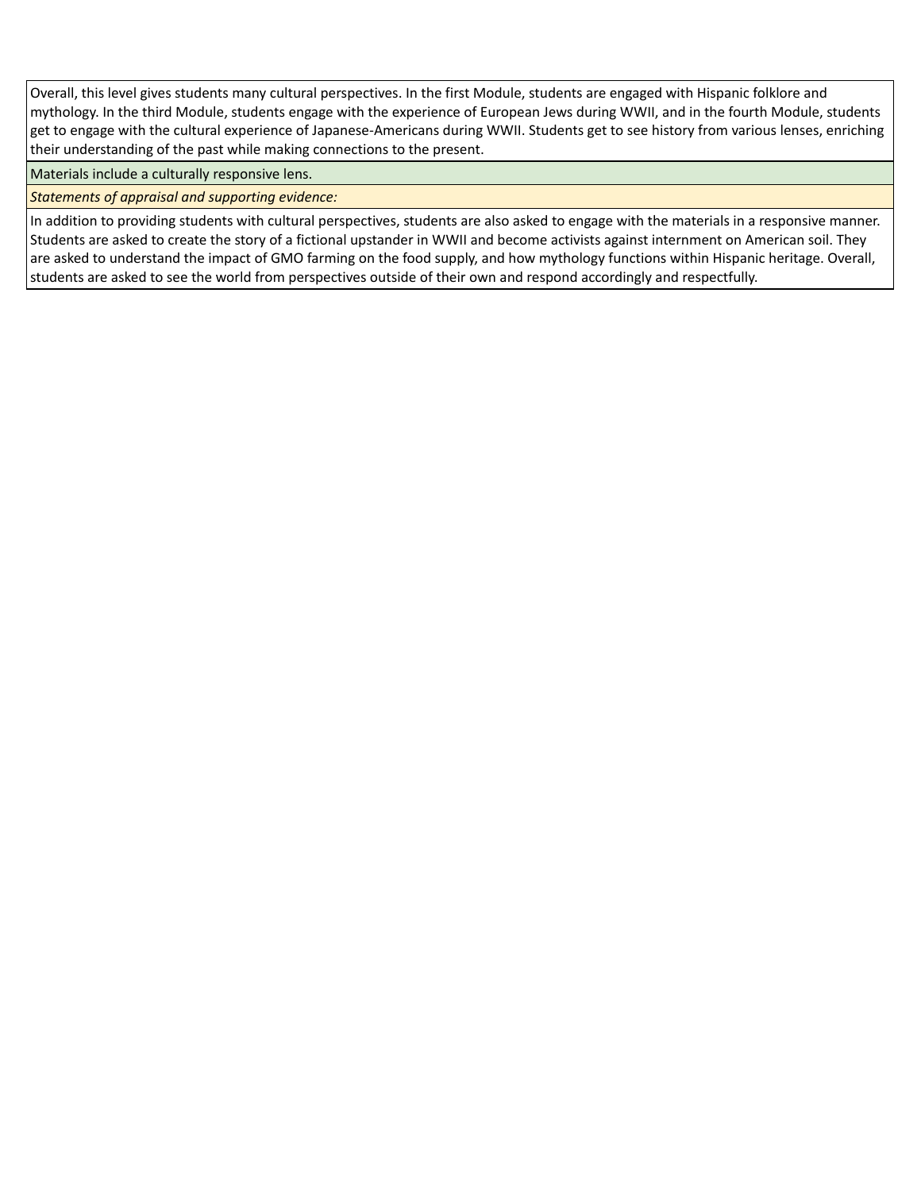Overall, this level gives students many cultural perspectives. In the first Module, students are engaged with Hispanic folklore and mythology. In the third Module, students engage with the experience of European Jews during WWII, and in the fourth Module, students get to engage with the cultural experience of Japanese-Americans during WWII. Students get to see history from various lenses, enriching their understanding of the past while making connections to the present.

Materials include a culturally responsive lens.

*Statements of appraisal and supporting evidence:*

In addition to providing students with cultural perspectives, students are also asked to engage with the materials in a responsive manner. Students are asked to create the story of a fictional upstander in WWII and become activists against internment on American soil. They are asked to understand the impact of GMO farming on the food supply, and how mythology functions within Hispanic heritage. Overall, students are asked to see the world from perspectives outside of their own and respond accordingly and respectfully.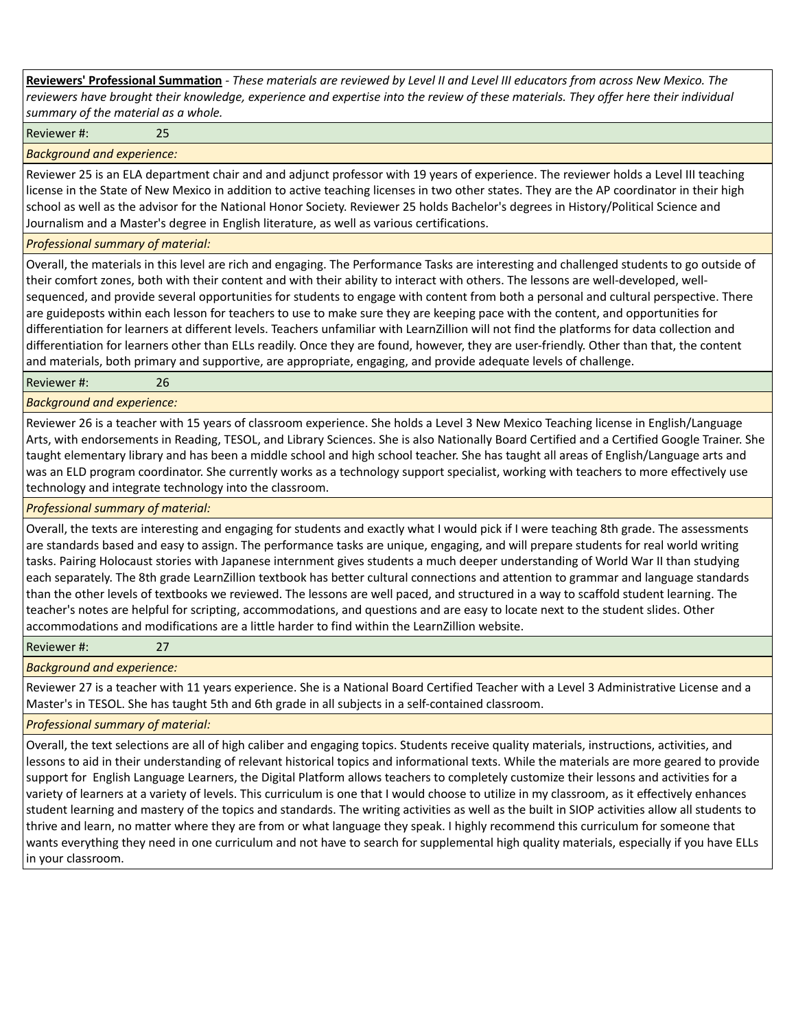**Reviewers' Professional Summation** - *These materials are reviewed by Level II and Level III educators from across New Mexico. The reviewers have brought their knowledge, experience and expertise into the review of these materials. They offer here their individual summary of the material as a whole.*

Reviewer #: 25

*Background and experience:*

Reviewer 25 is an ELA department chair and and adjunct professor with 19 years of experience. The reviewer holds a Level III teaching license in the State of New Mexico in addition to active teaching licenses in two other states. They are the AP coordinator in their high school as well as the advisor for the National Honor Society. Reviewer 25 holds Bachelor's degrees in History/Political Science and Journalism and a Master's degree in English literature, as well as various certifications.

*Professional summary of material:*

Overall, the materials in this level are rich and engaging. The Performance Tasks are interesting and challenged students to go outside of their comfort zones, both with their content and with their ability to interact with others. The lessons are well-developed, well-sequenced, and provide several opportunities for students to engage with content from both a personal and cultural perspective. There are guideposts within each lesson for teachers to use to make sure they are keeping pace with the content, and opportunities for differentiation for learners at different levels. Teachers unfamiliar with LearnZillion will not find the platforms for data collection and differentiation for learners other than ELLs readily. Once they are found, however, they are user-friendly. Other than that, the content and materials, both primary and supportive, are appropriate, engaging, and provide adequate levels of challenge.

Reviewer #: 26

*Background and experience:*

Reviewer 26 is a teacher with 15 years of classroom experience. She holds a Level 3 New Mexico Teaching license in English/Language Arts, with endorsements in Reading, TESOL, and Library Sciences. She is also Nationally Board Certified and a Certified Google Trainer. She taught elementary library and has been a middle school and high school teacher. She has taught all areas of English/Language arts and was an ELD program coordinator. She currently works as a technology support specialist, working with teachers to more effectively use technology and integrate technology into the classroom.

*Professional summary of material:*

Overall, the texts are interesting and engaging for students and exactly what I would pick if I were teaching 8th grade. The assessments are standards based and easy to assign. The performance tasks are unique, engaging, and will prepare students for real world writing tasks. Pairing Holocaust stories with Japanese internment gives students a much deeper understanding of World War II than studying each separately. The 8th grade LearnZillion textbook has better cultural connections and attention to grammar and language standards than the other levels of textbooks we reviewed. The lessons are well paced, and structured in a way to scaffold student learning. The teacher's notes are helpful for scripting, accommodations, and questions and are easy to locate next to the student slides. Other accommodations and modifications are a little harder to find within the LearnZillion website.

Reviewer #: 27

*Background and experience:*

Reviewer 27 is a teacher with 11 years experience. She is a National Board Certified Teacher with a Level 3 Administrative License and a Master's in TESOL. She has taught 5th and 6th grade in all subjects in a self-contained classroom.

*Professional summary of material:*

Overall, the text selections are all of high caliber and engaging topics. Students receive quality materials, instructions, activities, and lessons to aid in their understanding of relevant historical topics and informational texts. While the materials are more geared to provide support for English Language Learners, the Digital Platform allows teachers to completely customize their lessons and activities for a variety of learners at a variety of levels. This curriculum is one that I would choose to utilize in my classroom, as it effectively enhances student learning and mastery of the topics and standards. The writing activities as well as the built in SIOP activities allow all students to thrive and learn, no matter where they are from or what language they speak. I highly recommend this curriculum for someone that wants everything they need in one curriculum and not have to search for supplemental high quality materials, especially if you have ELLs in your classroom.